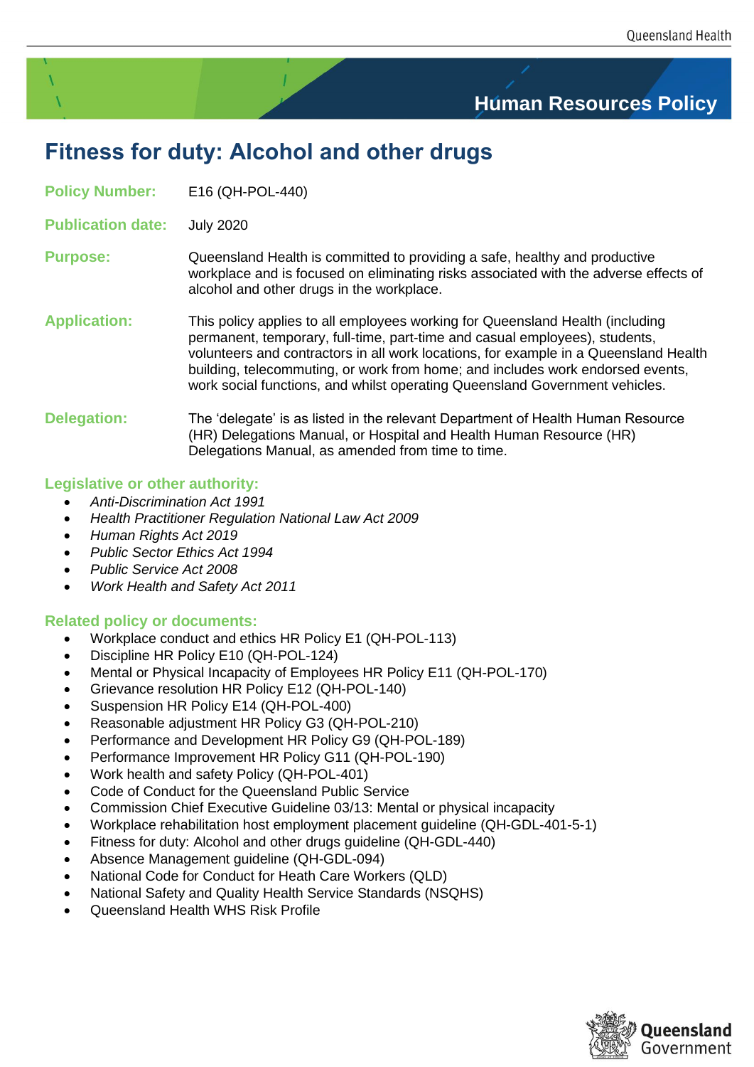Human Resources Policy

# Fitness for duty: Alcohol and other drugs

**Policy Number:** E16 (QH-POL-440)

**Publication date:** July 2020

**Purpose:** Queensland Health is committed to providing a safe, healthy and productive workplace and is focused on eliminating risks associated with the adverse effects of alcohol and other drugs in the workplace.

**Application:** This policy applies to all employees working for Queensland Health (including permanent, temporary, full-time, part-time and casual employees), students, volunteers and contractors in all work locations, for example in a Queensland Health building, telecommuting, or work from home; and includes work endorsed events, work social functions, and whilst operating Queensland Government vehicles.

**Delegation:** The 'delegate' is as listed in the relevant Department of Health Human Resource (HR) Delegations Manual, or Hospital and Health Human Resource (HR) Delegations Manual, as amended from time to time.

## Legislative or other authority:

- *Anti-Discrimination Act 1991*
- *Health Practitioner Regulation National Law Act 2009*
- *Human Rights Act 2019*
- *Public Sector Ethics Act 1994*
- *Public Service Act 2008*
- *Work Health and Safety Act 2011*

## Related policy or documents:

- Workplace conduct and ethics HR Policy E1 (QH-POL-113)
- Discipline HR Policy E10 (QH-POL-124)
- Mental or Physical Incapacity of Employees HR Policy E11 (QH-POL-170)
- Grievance resolution HR Policy E12 (QH-POL-140)
- Suspension HR Policy E14 (QH-POL-400)
- Reasonable adjustment HR Policy G3 (QH-POL-210)
- Performance and Development HR Policy G9 (QH-POL-189)
- Performance Improvement HR Policy G11 (QH-POL-190)
- Work health and safety Policy (QH-POL-401)
- Code of Conduct for the Queensland Public Service
- Commission Chief Executive Guideline 03/13: Mental or physical incapacity
- Workplace rehabilitation host employment placement guideline (QH-GDL-401-5-1)
- Fitness for duty: Alcohol and other drugs guideline (QH-GDL-440)
- Absence Management guideline (QH-GDL-094)
- National Code for Conduct for Heath Care Workers (QLD)
- National Safety and Quality Health Service Standards (NSQHS)
- Queensland Health WHS Risk Profile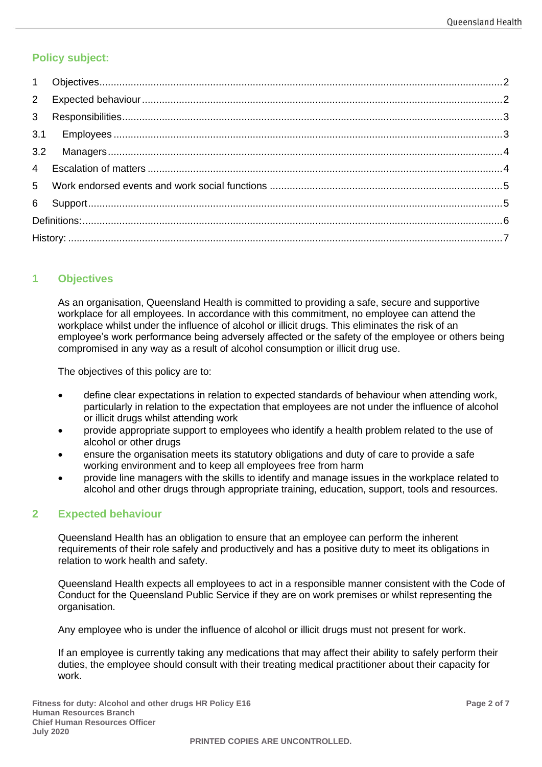## Policy subject:

| | | |
|---|---|---|
| 1 | Objectives | 2 |
| 2 | Expected behaviour | 2 |
| 3 | Responsibilities | 3 |
| 3.1 | Employees | 3 |
| 3.2 | Managers | 4 |
| 4 | Escalation of matters | 4 |
| 5 | Work endorsed events and work social functions | 5 |
| 6 | Support | 5 |
| | Definitions: | 6 |
| | History: | 7 |

## 1 Objectives

As an organisation, Queensland Health is committed to providing a safe, secure and supportive workplace for all employees. In accordance with this commitment, no employee can attend the workplace whilst under the influence of alcohol or illicit drugs. This eliminates the risk of an employee's work performance being adversely affected or the safety of the employee or others being compromised in any way as a result of alcohol consumption or illicit drug use.

The objectives of this policy are to:

- define clear expectations in relation to expected standards of behaviour when attending work, particularly in relation to the expectation that employees are not under the influence of alcohol or illicit drugs whilst attending work
- provide appropriate support to employees who identify a health problem related to the use of alcohol or other drugs
- ensure the organisation meets its statutory obligations and duty of care to provide a safe working environment and to keep all employees free from harm
- provide line managers with the skills to identify and manage issues in the workplace related to alcohol and other drugs through appropriate training, education, support, tools and resources.

## 2 Expected behaviour

Queensland Health has an obligation to ensure that an employee can perform the inherent requirements of their role safely and productively and has a positive duty to meet its obligations in relation to work health and safety.

Queensland Health expects all employees to act in a responsible manner consistent with the Code of Conduct for the Queensland Public Service if they are on work premises or whilst representing the organisation.

Any employee who is under the influence of alcohol or illicit drugs must not present for work.

If an employee is currently taking any medications that may affect their ability to safely perform their duties, the employee should consult with their treating medical practitioner about their capacity for work.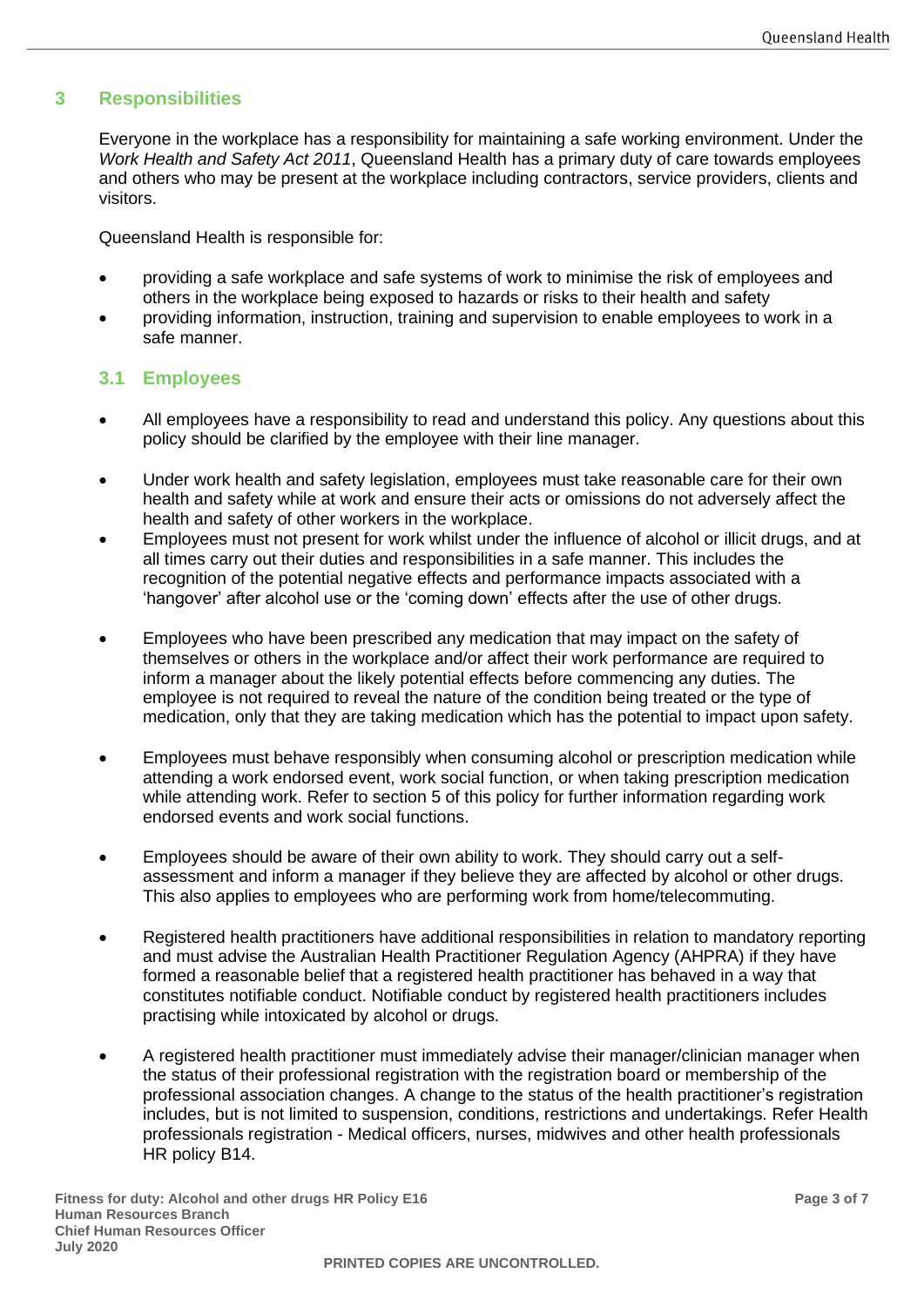## 3 Responsibilities

Everyone in the workplace has a responsibility for maintaining a safe working environment. Under the *Work Health and Safety Act 2011*, Queensland Health has a primary duty of care towards employees and others who may be present at the workplace including contractors, service providers, clients and visitors.

Queensland Health is responsible for:

- providing a safe workplace and safe systems of work to minimise the risk of employees and others in the workplace being exposed to hazards or risks to their health and safety
- providing information, instruction, training and supervision to enable employees to work in a safe manner.

### 3.1 Employees

- All employees have a responsibility to read and understand this policy. Any questions about this policy should be clarified by the employee with their line manager.
- Under work health and safety legislation, employees must take reasonable care for their own health and safety while at work and ensure their acts or omissions do not adversely affect the health and safety of other workers in the workplace.
- Employees must not present for work whilst under the influence of alcohol or illicit drugs, and at all times carry out their duties and responsibilities in a safe manner. This includes the recognition of the potential negative effects and performance impacts associated with a 'hangover' after alcohol use or the 'coming down' effects after the use of other drugs.
- Employees who have been prescribed any medication that may impact on the safety of themselves or others in the workplace and/or affect their work performance are required to inform a manager about the likely potential effects before commencing any duties. The employee is not required to reveal the nature of the condition being treated or the type of medication, only that they are taking medication which has the potential to impact upon safety.
- Employees must behave responsibly when consuming alcohol or prescription medication while attending a work endorsed event, work social function, or when taking prescription medication while attending work. Refer to section 5 of this policy for further information regarding work endorsed events and work social functions.
- Employees should be aware of their own ability to work. They should carry out a self-assessment and inform a manager if they believe they are affected by alcohol or other drugs. This also applies to employees who are performing work from home/telecommuting.
- Registered health practitioners have additional responsibilities in relation to mandatory reporting and must advise the Australian Health Practitioner Regulation Agency (AHPRA) if they have formed a reasonable belief that a registered health practitioner has behaved in a way that constitutes notifiable conduct. Notifiable conduct by registered health practitioners includes practising while intoxicated by alcohol or drugs.
- A registered health practitioner must immediately advise their manager/clinician manager when the status of their professional registration with the registration board or membership of the professional association changes. A change to the status of the health practitioner's registration includes, but is not limited to, suspension, conditions, restrictions and undertakings. Refer Health professionals registration - Medical officers, nurses, midwives and other health professionals HR policy B14.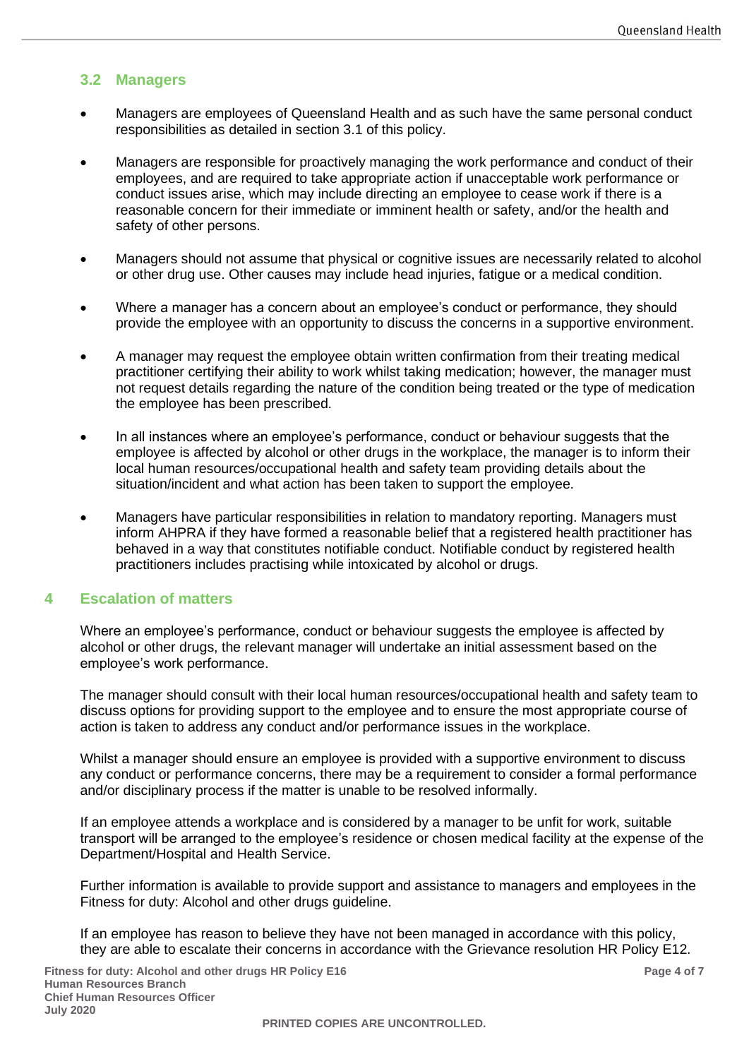## 3.2 Managers

- Managers are employees of Queensland Health and as such have the same personal conduct responsibilities as detailed in section 3.1 of this policy.
- Managers are responsible for proactively managing the work performance and conduct of their employees, and are required to take appropriate action if unacceptable work performance or conduct issues arise, which may include directing an employee to cease work if there is a reasonable concern for their immediate or imminent health or safety, and/or the health and safety of other persons.
- Managers should not assume that physical or cognitive issues are necessarily related to alcohol or other drug use. Other causes may include head injuries, fatigue or a medical condition.
- Where a manager has a concern about an employee's conduct or performance, they should provide the employee with an opportunity to discuss the concerns in a supportive environment.
- A manager may request the employee obtain written confirmation from their treating medical practitioner certifying their ability to work whilst taking medication; however, the manager must not request details regarding the nature of the condition being treated or the type of medication the employee has been prescribed.
- In all instances where an employee's performance, conduct or behaviour suggests that the employee is affected by alcohol or other drugs in the workplace, the manager is to inform their local human resources/occupational health and safety team providing details about the situation/incident and what action has been taken to support the employee.
- Managers have particular responsibilities in relation to mandatory reporting. Managers must inform AHPRA if they have formed a reasonable belief that a registered health practitioner has behaved in a way that constitutes notifiable conduct. Notifiable conduct by registered health practitioners includes practising while intoxicated by alcohol or drugs.

# 4 Escalation of matters

Where an employee's performance, conduct or behaviour suggests the employee is affected by alcohol or other drugs, the relevant manager will undertake an initial assessment based on the employee's work performance.

The manager should consult with their local human resources/occupational health and safety team to discuss options for providing support to the employee and to ensure the most appropriate course of action is taken to address any conduct and/or performance issues in the workplace.

Whilst a manager should ensure an employee is provided with a supportive environment to discuss any conduct or performance concerns, there may be a requirement to consider a formal performance and/or disciplinary process if the matter is unable to be resolved informally.

If an employee attends a workplace and is considered by a manager to be unfit for work, suitable transport will be arranged to the employee's residence or chosen medical facility at the expense of the Department/Hospital and Health Service.

Further information is available to provide support and assistance to managers and employees in the Fitness for duty: Alcohol and other drugs guideline.

If an employee has reason to believe they have not been managed in accordance with this policy, they are able to escalate their concerns in accordance with the Grievance resolution HR Policy E12.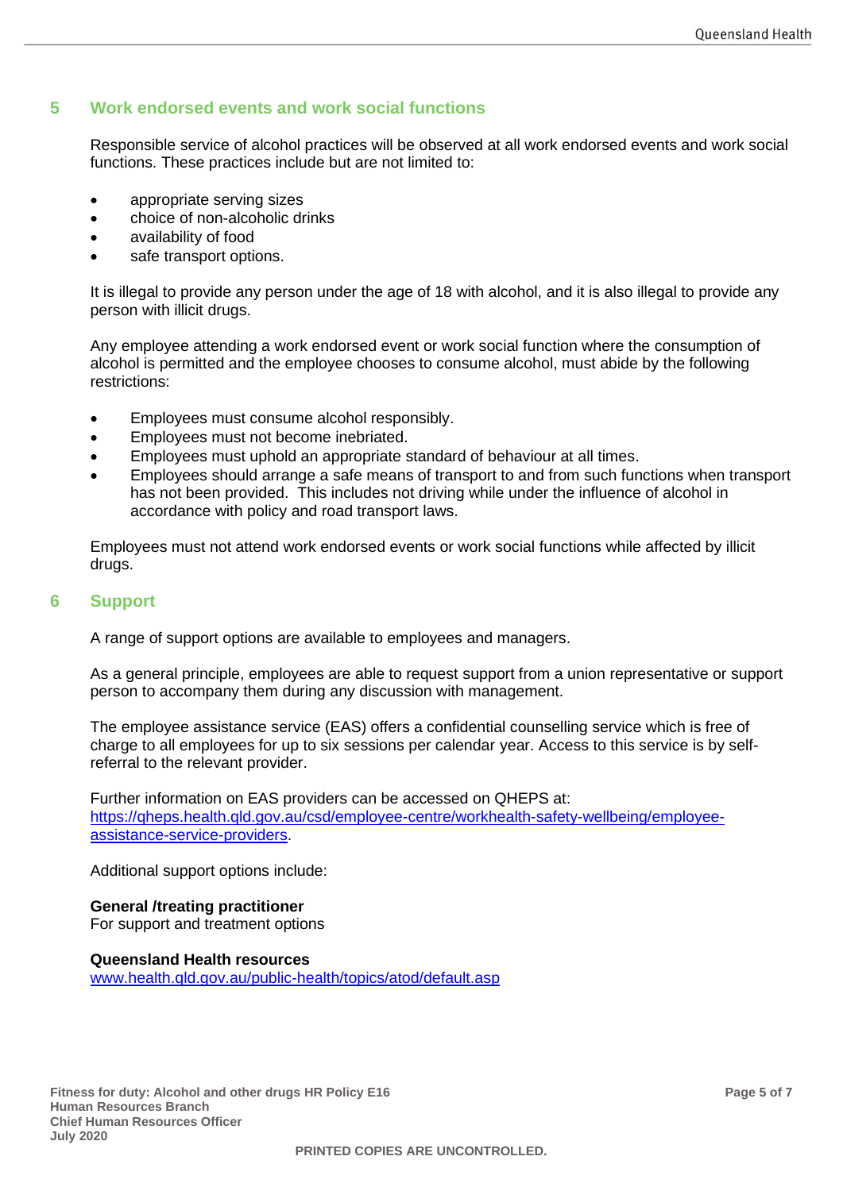## 5 Work endorsed events and work social functions

Responsible service of alcohol practices will be observed at all work endorsed events and work social functions. These practices include but are not limited to:

- appropriate serving sizes
- choice of non-alcoholic drinks
- availability of food
- safe transport options.

It is illegal to provide any person under the age of 18 with alcohol, and it is also illegal to provide any person with illicit drugs.

Any employee attending a work endorsed event or work social function where the consumption of alcohol is permitted and the employee chooses to consume alcohol, must abide by the following restrictions:

- Employees must consume alcohol responsibly.
- Employees must not become inebriated.
- Employees must uphold an appropriate standard of behaviour at all times.
- Employees should arrange a safe means of transport to and from such functions when transport has not been provided. This includes not driving while under the influence of alcohol in accordance with policy and road transport laws.

Employees must not attend work endorsed events or work social functions while affected by illicit drugs.

## 6 Support

A range of support options are available to employees and managers.

As a general principle, employees are able to request support from a union representative or support person to accompany them during any discussion with management.

The employee assistance service (EAS) offers a confidential counselling service which is free of charge to all employees for up to six sessions per calendar year. Access to this service is by self-referral to the relevant provider.

Further information on EAS providers can be accessed on QHEPS at: [https://qheps.health.qld.gov.au/csd/employee-centre/workhealth-safety-wellbeing/employee-assistance-service-providers](https://qheps.health.qld.gov.au/csd/employee-centre/workhealth-safety-wellbeing/employee-assistance-service-providers).

Additional support options include:

**General /treating practitioner**
For support and treatment options

**Queensland Health resources**
[www.health.qld.gov.au/public-health/topics/atod/default.asp](http://www.health.qld.gov.au/public-health/topics/atod/default.asp)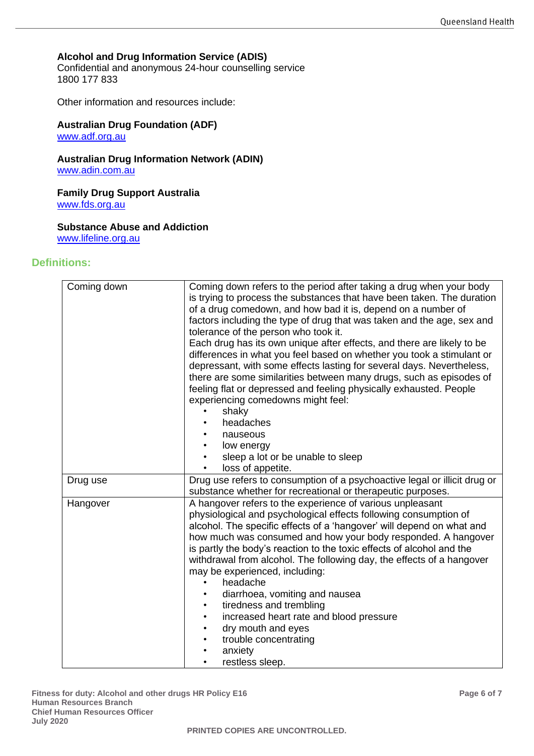**Alcohol and Drug Information Service (ADIS)**
Confidential and anonymous 24-hour counselling service
1800 177 833

Other information and resources include:

**Australian Drug Foundation (ADF)**
www.adf.org.au

**Australian Drug Information Network (ADIN)**
www.adin.com.au

**Family Drug Support Australia**
www.fds.org.au

**Substance Abuse and Addiction**
www.lifeline.org.au

## Definitions:

| | |
|---|---|
| Coming down | Coming down refers to the period after taking a drug when your body is trying to process the substances that have been taken. The duration of a drug comedown, and how bad it is, depend on a number of factors including the type of drug that was taken and the age, sex and tolerance of the person who took it.<br>Each drug has its own unique after effects, and there are likely to be differences in what you feel based on whether you took a stimulant or depressant, with some effects lasting for several days. Nevertheless, there are some similarities between many drugs, such as episodes of feeling flat or depressed and feeling physically exhausted. People experiencing comedowns might feel:<br>• shaky<br>• headaches<br>• nauseous<br>• low energy<br>• sleep a lot or be unable to sleep<br>• loss of appetite. |
| Drug use | Drug use refers to consumption of a psychoactive legal or illicit drug or substance whether for recreational or therapeutic purposes. |
| Hangover | A hangover refers to the experience of various unpleasant physiological and psychological effects following consumption of alcohol. The specific effects of a 'hangover' will depend on what and how much was consumed and how your body responded. A hangover is partly the body's reaction to the toxic effects of alcohol and the withdrawal from alcohol. The following day, the effects of a hangover may be experienced, including:<br>• headache<br>• diarrhoea, vomiting and nausea<br>• tiredness and trembling<br>• increased heart rate and blood pressure<br>• dry mouth and eyes<br>• trouble concentrating<br>• anxiety<br>• restless sleep. |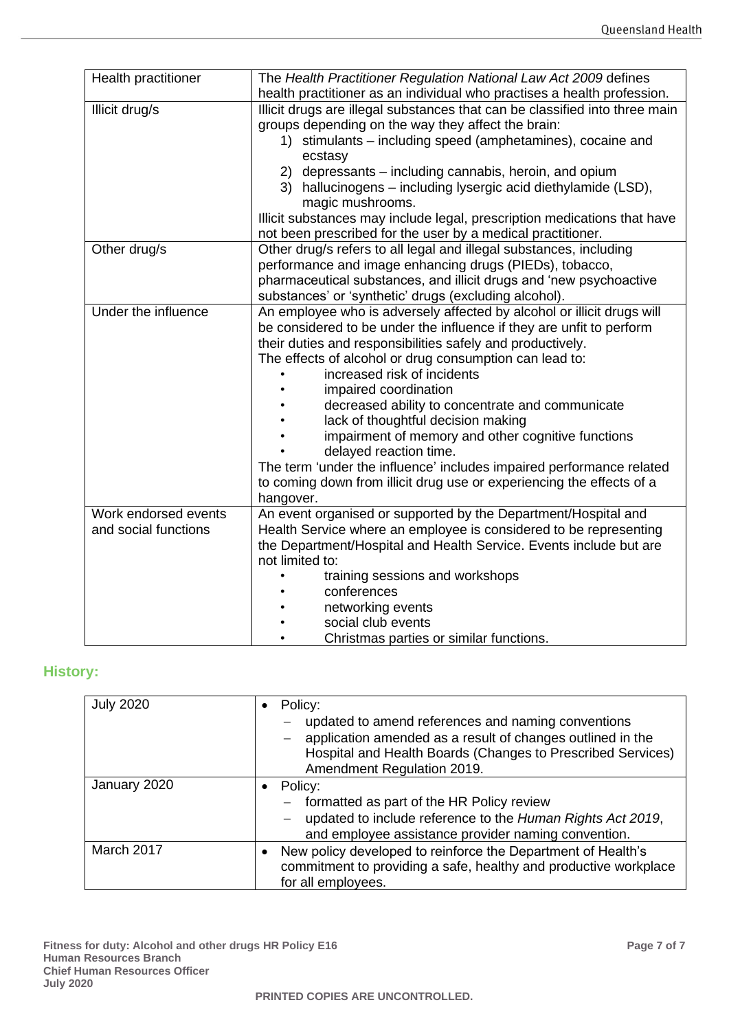| | |
|---|---|
| Health practitioner | The *Health Practitioner Regulation National Law Act 2009* defines health practitioner as an individual who practises a health profession. |
| Illicit drug/s | Illicit drugs are illegal substances that can be classified into three main groups depending on the way they affect the brain:<br>1) stimulants – including speed (amphetamines), cocaine and ecstasy<br>2) depressants – including cannabis, heroin, and opium<br>3) hallucinogens – including lysergic acid diethylamide (LSD), magic mushrooms.<br>Illicit substances may include legal, prescription medications that have not been prescribed for the user by a medical practitioner. |
| Other drug/s | Other drug/s refers to all legal and illegal substances, including performance and image enhancing drugs (PIEDs), tobacco, pharmaceutical substances, and illicit drugs and 'new psychoactive substances' or 'synthetic' drugs (excluding alcohol). |
| Under the influence | An employee who is adversely affected by alcohol or illicit drugs will be considered to be under the influence if they are unfit to perform their duties and responsibilities safely and productively.<br>The effects of alcohol or drug consumption can lead to:<br>• increased risk of incidents<br>• impaired coordination<br>• decreased ability to concentrate and communicate<br>• lack of thoughtful decision making<br>• impairment of memory and other cognitive functions<br>• delayed reaction time.<br>The term 'under the influence' includes impaired performance related to coming down from illicit drug use or experiencing the effects of a hangover. |
| Work endorsed events and social functions | An event organised or supported by the Department/Hospital and Health Service where an employee is considered to be representing the Department/Hospital and Health Service. Events include but are not limited to:<br>• training sessions and workshops<br>• conferences<br>• networking events<br>• social club events<br>• Christmas parties or similar functions. |

## History:

| | |
|---|---|
| July 2020 | • Policy:<br>– updated to amend references and naming conventions<br>– application amended as a result of changes outlined in the Hospital and Health Boards (Changes to Prescribed Services) Amendment Regulation 2019. |
| January 2020 | • Policy:<br>– formatted as part of the HR Policy review<br>– updated to include reference to the *Human Rights Act 2019*, and employee assistance provider naming convention. |
| March 2017 | • New policy developed to reinforce the Department of Health's commitment to providing a safe, healthy and productive workplace for all employees. |